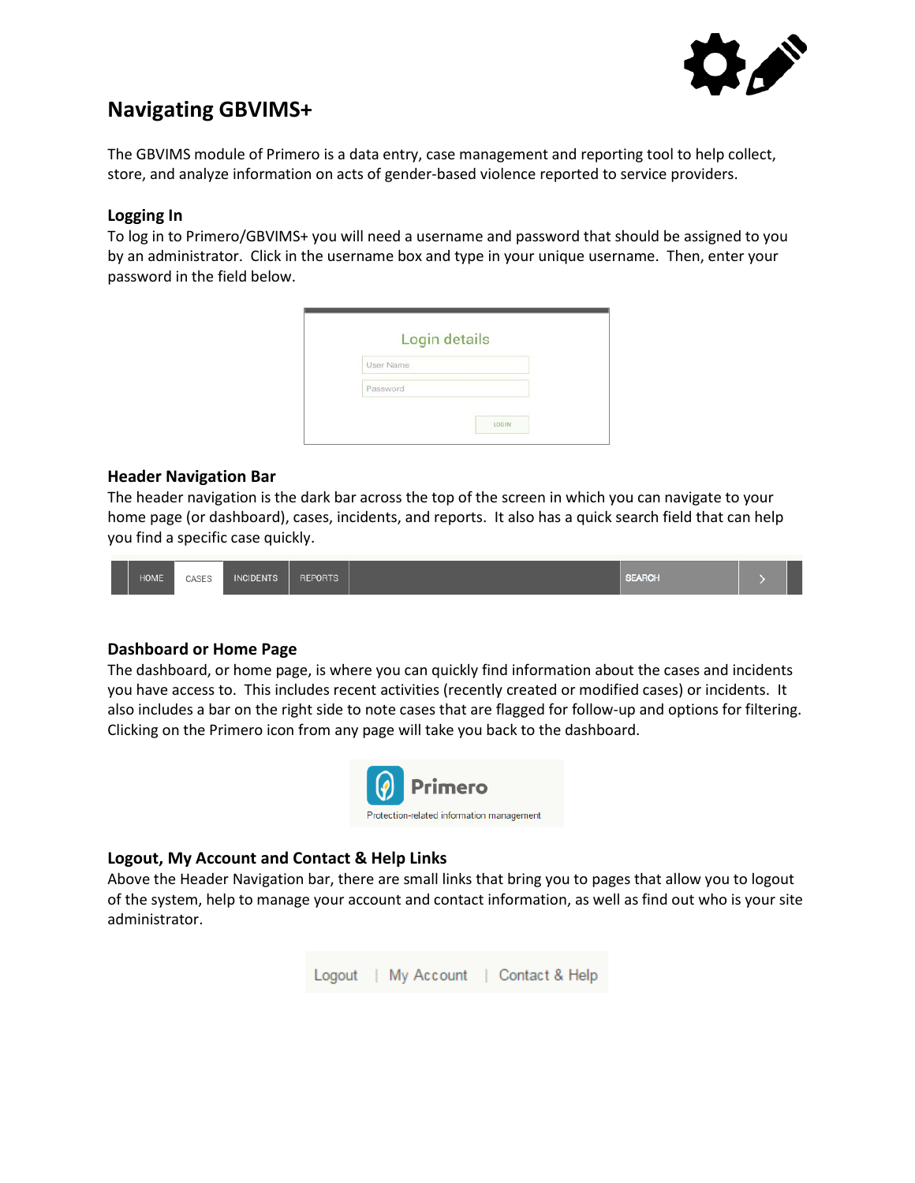## Navigating GBVIMS+

The GBVIMS module of Primero is a data entry, case management and reporting tool to help collect, store, and analyze information on acts of gender-based violence reported to service providers.

### Logging In

To log in to Primero/GBVIMS+ you will need a username and password that should be assigned to you by an administrator. Click in the username box and type in your unique username. Then, enter your password in the field below.

Login details

User Name

Password

LOG IN

### Header Navigation Bar

The header navigation is the dark bar across the top of the screen in which you can navigate to your home page (or dashboard), cases, incidents, and reports. It also has a quick search field that can help you find a specific case quickly.

HOME | CASES | INCIDENTS | REPORTS | SEARCH

### Dashboard or Home Page

The dashboard, or home page, is where you can quickly find information about the cases and incidents you have access to. This includes recent activities (recently created or modified cases) or incidents. It also includes a bar on the right side to note cases that are flagged for follow-up and options for filtering. Clicking on the Primero icon from any page will take you back to the dashboard.

Primero

Protection-related information management

### Logout, My Account and Contact & Help Links

Above the Header Navigation bar, there are small links that bring you to pages that allow you to logout of the system, help to manage your account and contact information, as well as find out who is your site administrator.

Logout | My Account | Contact & Help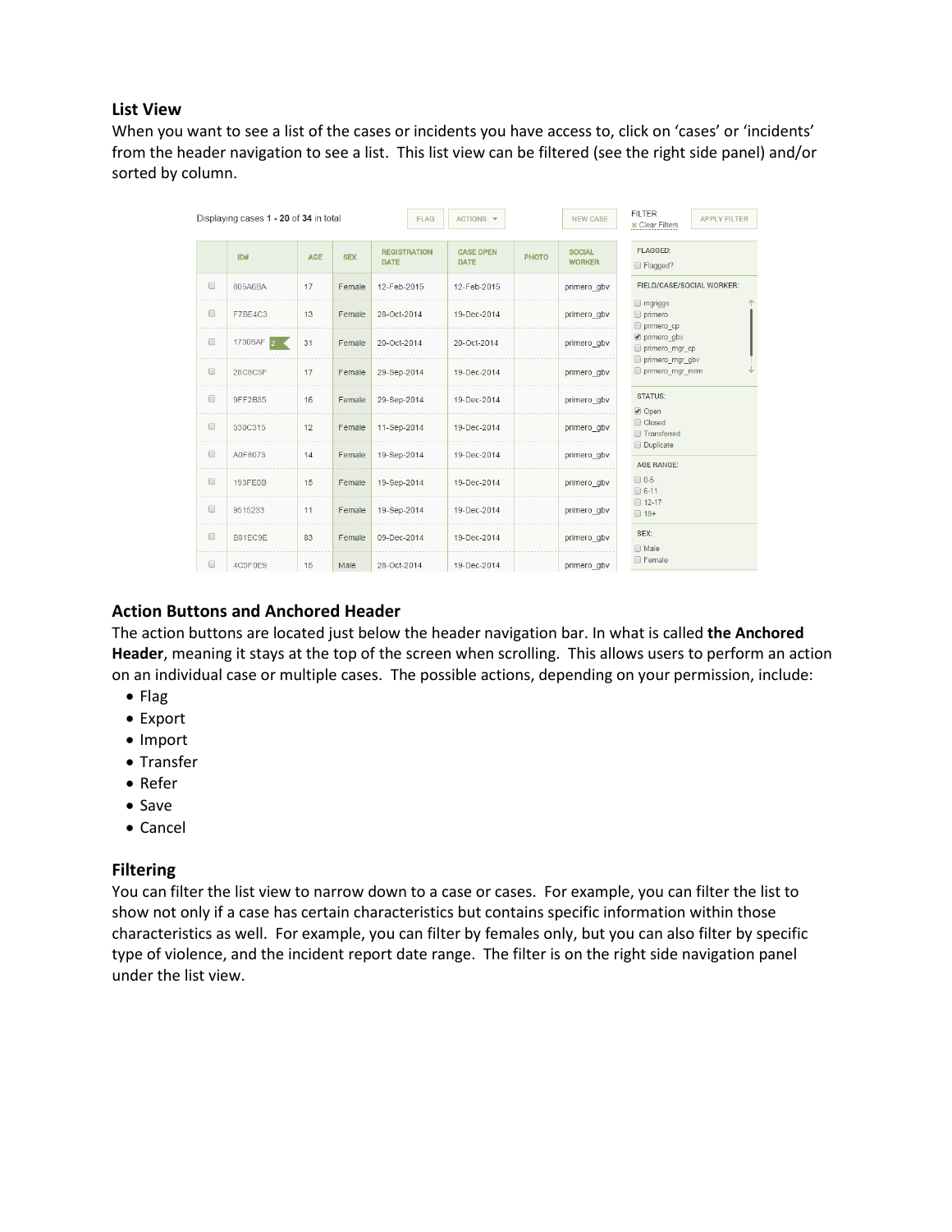## List View

When you want to see a list of the cases or incidents you have access to, click on 'cases' or 'incidents' from the header navigation to see a list. This list view can be filtered (see the right side panel) and/or sorted by column.

Displaying cases 1 - 20 of 34 in total

FLAG | ACTIONS | NEW CASE

FILTER: Clear Filters | APPLY FILTER

| | ID# | AGE | SEX | REGISTRATION DATE | CASE OPEN DATE | PHOTO | SOCIAL WORKER |
|---|---|---|---|---|---|---|---|
| | 805A6BA | 17 | Female | 12-Feb-2015 | 12-Feb-2015 | | primero_gbv |
| | F7BE4C3 | 13 | Female | 28-Oct-2014 | 19-Dec-2014 | | primero_gbv |
| | 17308AF 2 | 31 | Female | 20-Oct-2014 | 20-Oct-2014 | | primero_gbv |
| | 28C8C5F | 17 | Female | 29-Sep-2014 | 19-Dec-2014 | | primero_gbv |
| | 9FF2B35 | 16 | Female | 29-Sep-2014 | 19-Dec-2014 | | primero_gbv |
| | 530C315 | 12 | Female | 11-Sep-2014 | 19-Dec-2014 | | primero_gbv |
| | A0F8073 | 14 | Female | 19-Sep-2014 | 19-Dec-2014 | | primero_gbv |
| | 193FE0B | 15 | Female | 19-Sep-2014 | 19-Dec-2014 | | primero_gbv |
| | 9616233 | 11 | Female | 19-Sep-2014 | 19-Dec-2014 | | primero_gbv |
| | B81EC9E | 83 | Female | 09-Dec-2014 | 19-Dec-2014 | | primero_gbv |
| | 4C3F0E9 | 15 | Male | 28-Oct-2014 | 19-Dec-2014 | | primero_gbv |

FLAGGED:
- Flagged?

FIELD/CASE/SOCIAL WORKER:
- mgriggs
- primero
- primero_cp
- primero_gbv (checked)
- primero_mgr_cp
- primero_mgr_gbv
- primero_mgr_mrm

STATUS:
- Open (checked)
- Closed
- Transferred
- Duplicate

AGE RANGE:
- 0-5
- 6-11
- 12-17
- 18+

SEX:
- Male
- Female

## Action Buttons and Anchored Header

The action buttons are located just below the header navigation bar. In what is called **the Anchored Header**, meaning it stays at the top of the screen when scrolling. This allows users to perform an action on an individual case or multiple cases. The possible actions, depending on your permission, include:

- Flag
- Export
- Import
- Transfer
- Refer
- Save
- Cancel

## Filtering

You can filter the list view to narrow down to a case or cases. For example, you can filter the list to show not only if a case has certain characteristics but contains specific information within those characteristics as well. For example, you can filter by females only, but you can also filter by specific type of violence, and the incident report date range. The filter is on the right side navigation panel under the list view.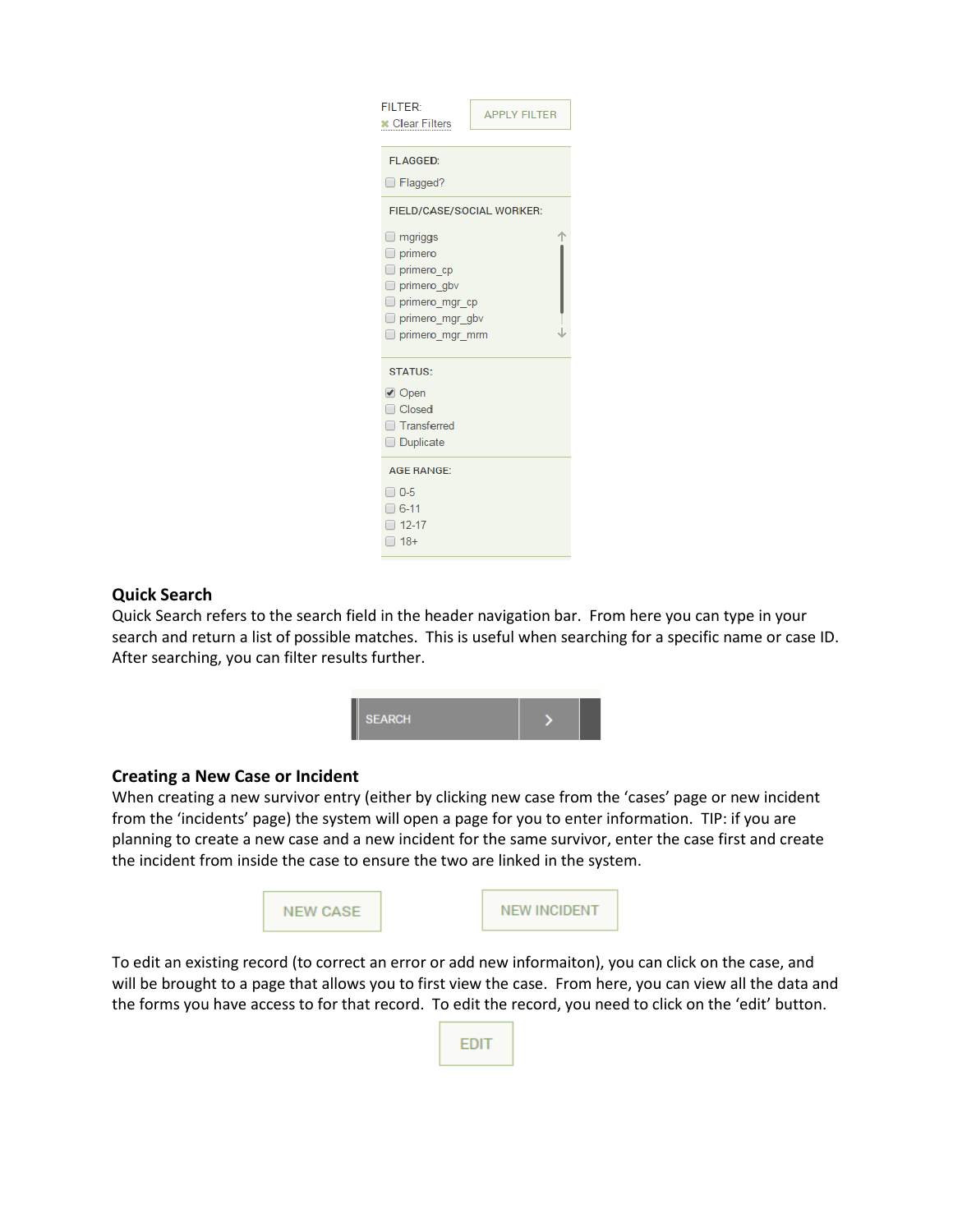FILTER:
✖ Clear Filters

APPLY FILTER

FLAGGED:

- [ ] Flagged?

FIELD/CASE/SOCIAL WORKER:

- [ ] mgriggs
- [ ] primero
- [ ] primero_cp
- [ ] primero_gbv
- [ ] primero_mgr_cp
- [ ] primero_mgr_gbv
- [ ] primero_mgr_mrm

STATUS:

- [x] Open
- [ ] Closed
- [ ] Transferred
- [ ] Duplicate

AGE RANGE:

- [ ] 0-5
- [ ] 6-11
- [ ] 12-17
- [ ] 18+

### Quick Search

Quick Search refers to the search field in the header navigation bar. From here you can type in your search and return a list of possible matches. This is useful when searching for a specific name or case ID. After searching, you can filter results further.

SEARCH

### Creating a New Case or Incident

When creating a new survivor entry (either by clicking new case from the 'cases' page or new incident from the 'incidents' page) the system will open a page for you to enter information. TIP: if you are planning to create a new case and a new incident for the same survivor, enter the case first and create the incident from inside the case to ensure the two are linked in the system.

NEW CASE NEW INCIDENT

To edit an existing record (to correct an error or add new informaiton), you can click on the case, and will be brought to a page that allows you to first view the case. From here, you can view all the data and the forms you have access to for that record. To edit the record, you need to click on the 'edit' button.

EDIT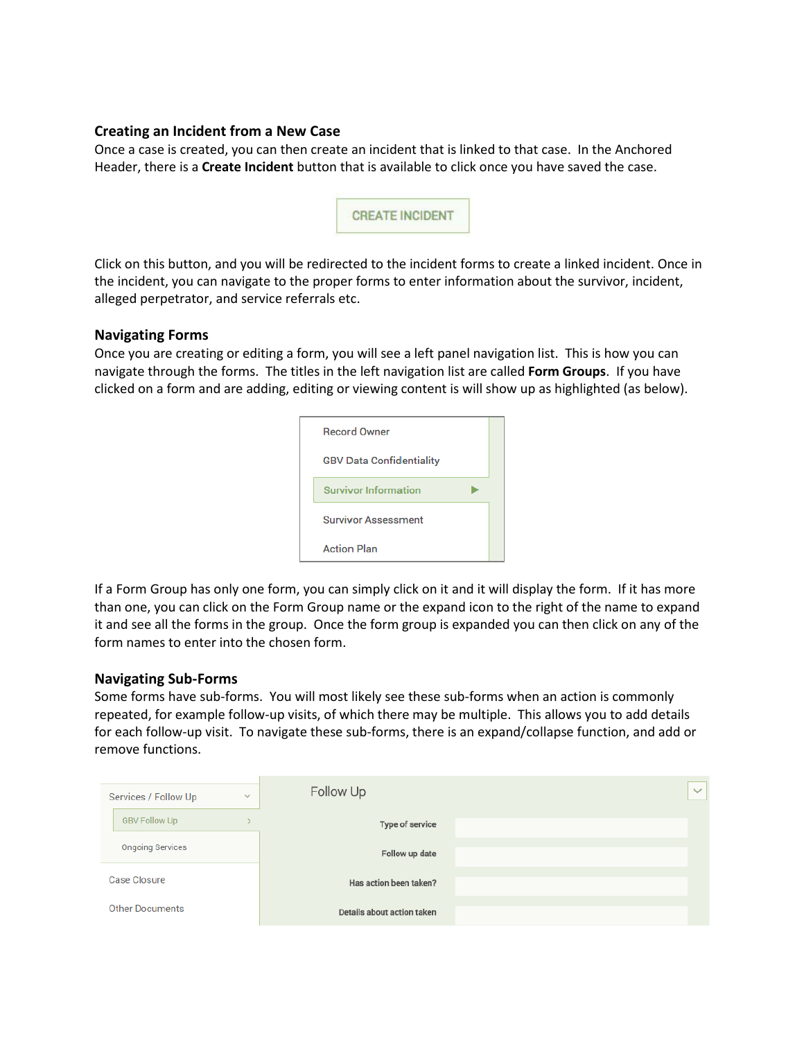### Creating an Incident from a New Case

Once a case is created, you can then create an incident that is linked to that case. In the Anchored Header, there is a **Create Incident** button that is available to click once you have saved the case.

CREATE INCIDENT

Click on this button, and you will be redirected to the incident forms to create a linked incident. Once in the incident, you can navigate to the proper forms to enter information about the survivor, incident, alleged perpetrator, and service referrals etc.

### Navigating Forms

Once you are creating or editing a form, you will see a left panel navigation list. This is how you can navigate through the forms. The titles in the left navigation list are called **Form Groups**. If you have clicked on a form and are adding, editing or viewing content is will show up as highlighted (as below).

Record Owner
GBV Data Confidentiality
Survivor Information
Survivor Assessment
Action Plan

If a Form Group has only one form, you can simply click on it and it will display the form. If it has more than one, you can click on the Form Group name or the expand icon to the right of the name to expand it and see all the forms in the group. Once the form group is expanded you can then click on any of the form names to enter into the chosen form.

### Navigating Sub-Forms

Some forms have sub-forms. You will most likely see these sub-forms when an action is commonly repeated, for example follow-up visits, of which there may be multiple. This allows you to add details for each follow-up visit. To navigate these sub-forms, there is an expand/collapse function, and add or remove functions.

Services / Follow Up
GBV Follow Up
Ongoing Services
Case Closure
Other Documents

Follow Up
Type of service
Follow up date
Has action been taken?
Details about action taken